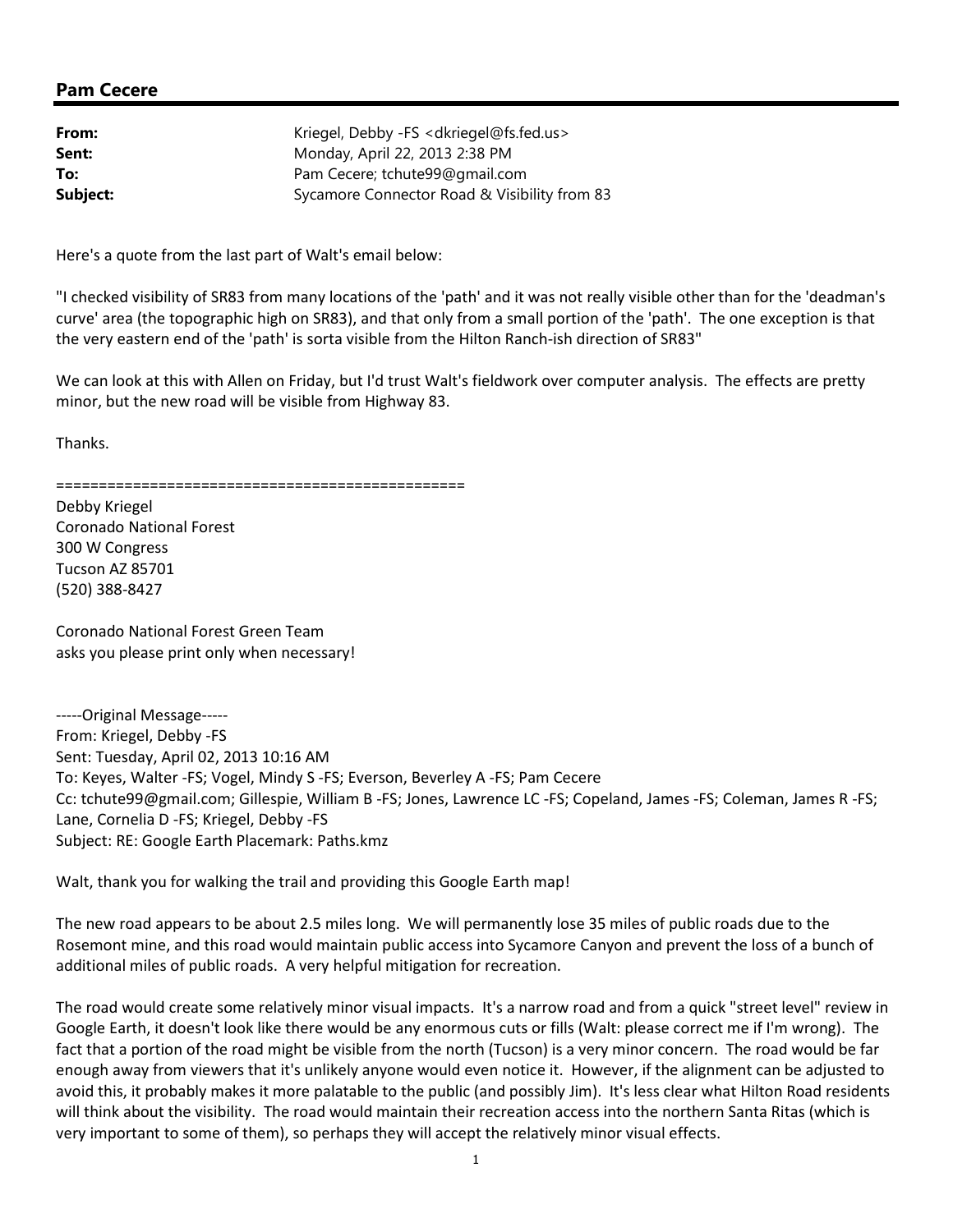## Pam Cecere

| | |
|---|---|
| **From:** | Kriegel, Debby -FS <dkriegel@fs.fed.us> |
| **Sent:** | Monday, April 22, 2013 2:38 PM |
| **To:** | Pam Cecere; tchute99@gmail.com |
| **Subject:** | Sycamore Connector Road & Visibility from 83 |

Here's a quote from the last part of Walt's email below:

"I checked visibility of SR83 from many locations of the 'path' and it was not really visible other than for the 'deadman's curve' area (the topographic high on SR83), and that only from a small portion of the 'path'. The one exception is that the very eastern end of the 'path' is sorta visible from the Hilton Ranch-ish direction of SR83"

We can look at this with Allen on Friday, but I'd trust Walt's fieldwork over computer analysis. The effects are pretty minor, but the new road will be visible from Highway 83.

Thanks.

==============================================

Debby Kriegel
Coronado National Forest
300 W Congress
Tucson AZ 85701
(520) 388-8427

Coronado National Forest Green Team
asks you please print only when necessary!

-----Original Message-----
From: Kriegel, Debby -FS
Sent: Tuesday, April 02, 2013 10:16 AM
To: Keyes, Walter -FS; Vogel, Mindy S -FS; Everson, Beverley A -FS; Pam Cecere
Cc: tchute99@gmail.com; Gillespie, William B -FS; Jones, Lawrence LC -FS; Copeland, James -FS; Coleman, James R -FS; Lane, Cornelia D -FS; Kriegel, Debby -FS
Subject: RE: Google Earth Placemark: Paths.kmz

Walt, thank you for walking the trail and providing this Google Earth map!

The new road appears to be about 2.5 miles long. We will permanently lose 35 miles of public roads due to the Rosemont mine, and this road would maintain public access into Sycamore Canyon and prevent the loss of a bunch of additional miles of public roads. A very helpful mitigation for recreation.

The road would create some relatively minor visual impacts. It's a narrow road and from a quick "street level" review in Google Earth, it doesn't look like there would be any enormous cuts or fills (Walt: please correct me if I'm wrong). The fact that a portion of the road might be visible from the north (Tucson) is a very minor concern. The road would be far enough away from viewers that it's unlikely anyone would even notice it. However, if the alignment can be adjusted to avoid this, it probably makes it more palatable to the public (and possibly Jim). It's less clear what Hilton Road residents will think about the visibility. The road would maintain their recreation access into the northern Santa Ritas (which is very important to some of them), so perhaps they will accept the relatively minor visual effects.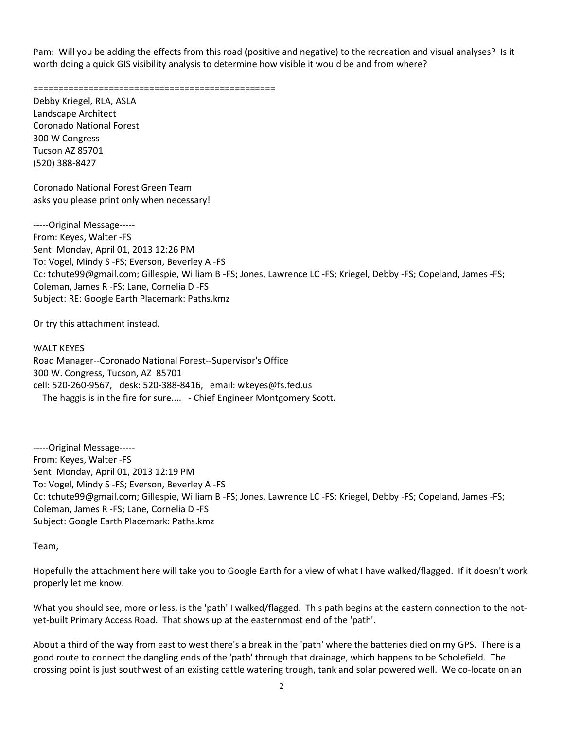Pam: Will you be adding the effects from this road (positive and negative) to the recreation and visual analyses? Is it worth doing a quick GIS visibility analysis to determine how visible it would be and from where?

===============================================

Debby Kriegel, RLA, ASLA
Landscape Architect
Coronado National Forest
300 W Congress
Tucson AZ 85701
(520) 388-8427

Coronado National Forest Green Team
asks you please print only when necessary!

-----Original Message-----
From: Keyes, Walter -FS
Sent: Monday, April 01, 2013 12:26 PM
To: Vogel, Mindy S -FS; Everson, Beverley A -FS
Cc: tchute99@gmail.com; Gillespie, William B -FS; Jones, Lawrence LC -FS; Kriegel, Debby -FS; Copeland, James -FS; Coleman, James R -FS; Lane, Cornelia D -FS
Subject: RE: Google Earth Placemark: Paths.kmz

Or try this attachment instead.

WALT KEYES
Road Manager--Coronado National Forest--Supervisor's Office
300 W. Congress, Tucson, AZ 85701
cell: 520-260-9567, desk: 520-388-8416, email: wkeyes@fs.fed.us
The haggis is in the fire for sure.... - Chief Engineer Montgomery Scott.

-----Original Message-----
From: Keyes, Walter -FS
Sent: Monday, April 01, 2013 12:19 PM
To: Vogel, Mindy S -FS; Everson, Beverley A -FS
Cc: tchute99@gmail.com; Gillespie, William B -FS; Jones, Lawrence LC -FS; Kriegel, Debby -FS; Copeland, James -FS; Coleman, James R -FS; Lane, Cornelia D -FS
Subject: Google Earth Placemark: Paths.kmz

Team,

Hopefully the attachment here will take you to Google Earth for a view of what I have walked/flagged. If it doesn't work properly let me know.

What you should see, more or less, is the 'path' I walked/flagged. This path begins at the eastern connection to the not-yet-built Primary Access Road. That shows up at the easternmost end of the 'path'.

About a third of the way from east to west there's a break in the 'path' where the batteries died on my GPS. There is a good route to connect the dangling ends of the 'path' through that drainage, which happens to be Scholefield. The crossing point is just southwest of an existing cattle watering trough, tank and solar powered well. We co-locate on an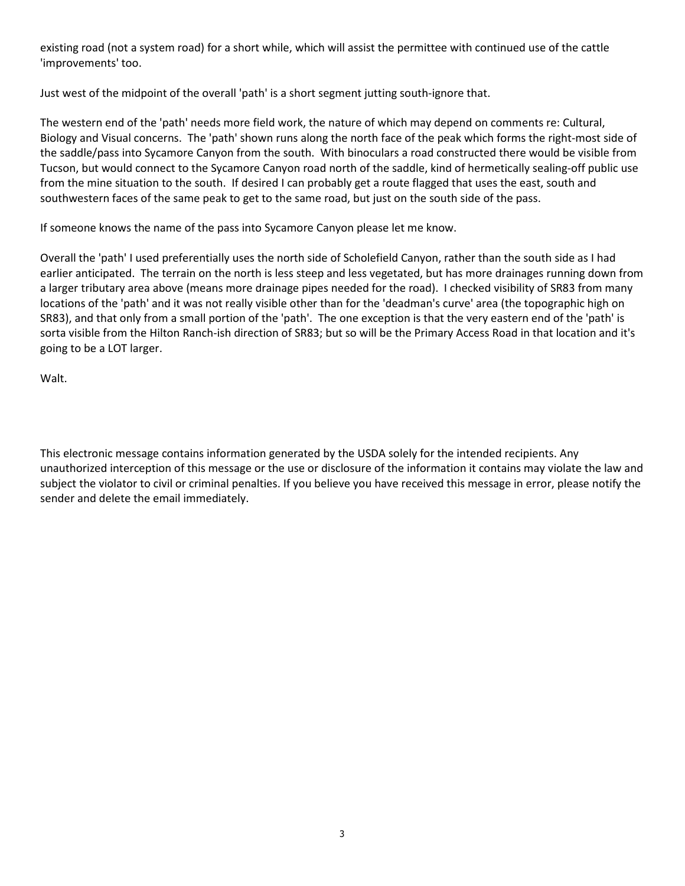existing road (not a system road) for a short while, which will assist the permittee with continued use of the cattle 'improvements' too.

Just west of the midpoint of the overall 'path' is a short segment jutting south-ignore that.

The western end of the 'path' needs more field work, the nature of which may depend on comments re: Cultural, Biology and Visual concerns. The 'path' shown runs along the north face of the peak which forms the right-most side of the saddle/pass into Sycamore Canyon from the south. With binoculars a road constructed there would be visible from Tucson, but would connect to the Sycamore Canyon road north of the saddle, kind of hermetically sealing-off public use from the mine situation to the south. If desired I can probably get a route flagged that uses the east, south and southwestern faces of the same peak to get to the same road, but just on the south side of the pass.

If someone knows the name of the pass into Sycamore Canyon please let me know.

Overall the 'path' I used preferentially uses the north side of Scholefield Canyon, rather than the south side as I had earlier anticipated. The terrain on the north is less steep and less vegetated, but has more drainages running down from a larger tributary area above (means more drainage pipes needed for the road). I checked visibility of SR83 from many locations of the 'path' and it was not really visible other than for the 'deadman's curve' area (the topographic high on SR83), and that only from a small portion of the 'path'. The one exception is that the very eastern end of the 'path' is sorta visible from the Hilton Ranch-ish direction of SR83; but so will be the Primary Access Road in that location and it's going to be a LOT larger.

Walt.

This electronic message contains information generated by the USDA solely for the intended recipients. Any unauthorized interception of this message or the use or disclosure of the information it contains may violate the law and subject the violator to civil or criminal penalties. If you believe you have received this message in error, please notify the sender and delete the email immediately.